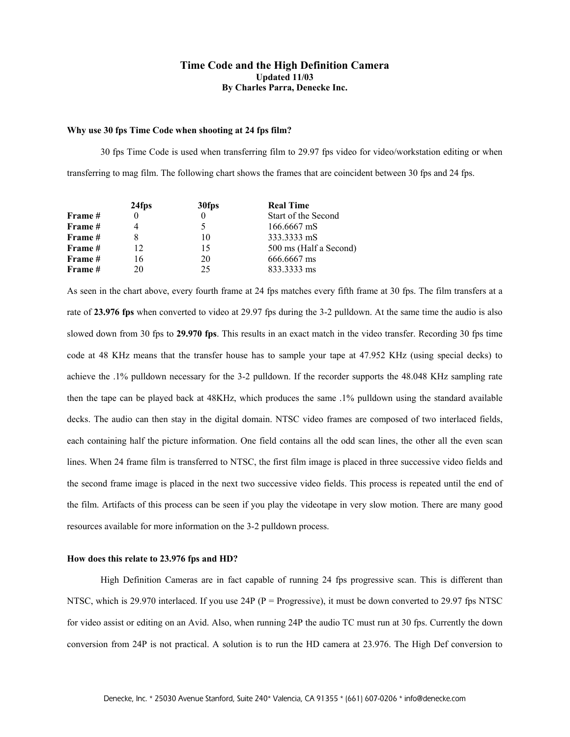# Time Code and the High Definition Camera

**Updated 11/03**

**By Charles Parra, Denecke Inc.**

### Why use 30 fps Time Code when shooting at 24 fps film?

30 fps Time Code is used when transferring film to 29.97 fps video for video/workstation editing or when transferring to mag film. The following chart shows the frames that are coincident between 30 fps and 24 fps.

| | 24fps | 30fps | Real Time |
|---|---|---|---|
| **Frame #** | 0 | 0 | Start of the Second |
| **Frame #** | 4 | 5 | 166.6667 mS |
| **Frame #** | 8 | 10 | 333.3333 mS |
| **Frame #** | 12 | 15 | 500 ms (Half a Second) |
| **Frame #** | 16 | 20 | 666.6667 ms |
| **Frame #** | 20 | 25 | 833.3333 ms |

As seen in the chart above, every fourth frame at 24 fps matches every fifth frame at 30 fps. The film transfers at a rate of **23.976 fps** when converted to video at 29.97 fps during the 3-2 pulldown. At the same time the audio is also slowed down from 30 fps to **29.970 fps**. This results in an exact match in the video transfer. Recording 30 fps time code at 48 KHz means that the transfer house has to sample your tape at 47.952 KHz (using special decks) to achieve the .1% pulldown necessary for the 3-2 pulldown. If the recorder supports the 48.048 KHz sampling rate then the tape can be played back at 48KHz, which produces the same .1% pulldown using the standard available decks. The audio can then stay in the digital domain. NTSC video frames are composed of two interlaced fields, each containing half the picture information. One field contains all the odd scan lines, the other all the even scan lines. When 24 frame film is transferred to NTSC, the first film image is placed in three successive video fields and the second frame image is placed in the next two successive video fields. This process is repeated until the end of the film. Artifacts of this process can be seen if you play the videotape in very slow motion. There are many good resources available for more information on the 3-2 pulldown process.

### How does this relate to 23.976 fps and HD?

High Definition Cameras are in fact capable of running 24 fps progressive scan. This is different than NTSC, which is 29.970 interlaced. If you use 24P (P = Progressive), it must be down converted to 29.97 fps NTSC for video assist or editing on an Avid. Also, when running 24P the audio TC must run at 30 fps. Currently the down conversion from 24P is not practical. A solution is to run the HD camera at 23.976. The High Def conversion to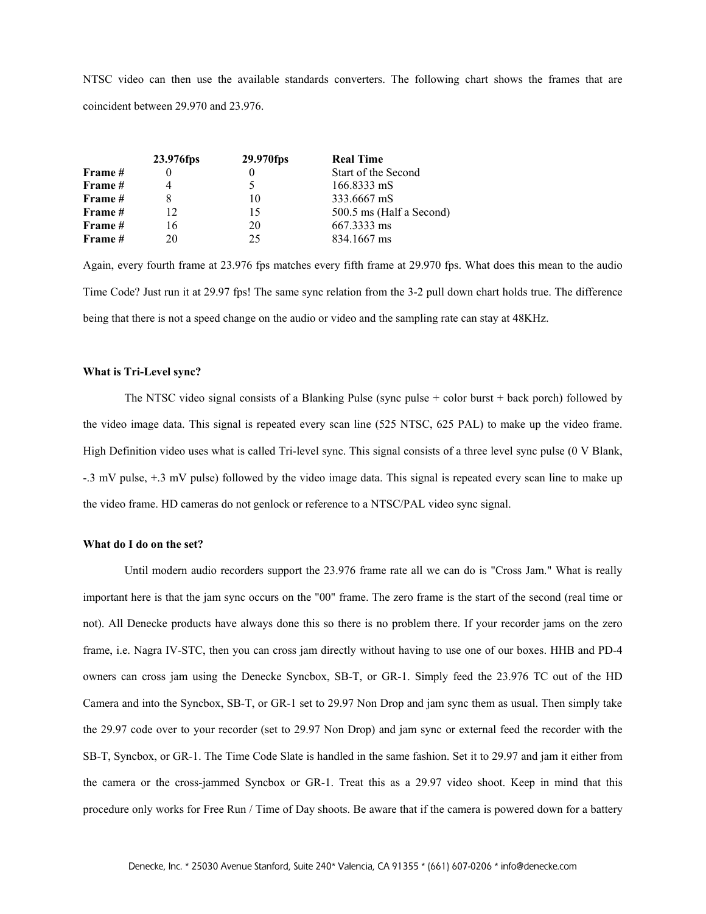NTSC video can then use the available standards converters. The following chart shows the frames that are coincident between 29.970 and 23.976.

| | 23.976fps | 29.970fps | Real Time |
|---|---|---|---|
| Frame # | 0 | 0 | Start of the Second |
| Frame # | 4 | 5 | 166.8333 mS |
| Frame # | 8 | 10 | 333.6667 mS |
| Frame # | 12 | 15 | 500.5 ms (Half a Second) |
| Frame # | 16 | 20 | 667.3333 ms |
| Frame # | 20 | 25 | 834.1667 ms |

Again, every fourth frame at 23.976 fps matches every fifth frame at 29.970 fps. What does this mean to the audio Time Code? Just run it at 29.97 fps! The same sync relation from the 3-2 pull down chart holds true. The difference being that there is not a speed change on the audio or video and the sampling rate can stay at 48KHz.

**What is Tri-Level sync?**

The NTSC video signal consists of a Blanking Pulse (sync pulse + color burst + back porch) followed by the video image data. This signal is repeated every scan line (525 NTSC, 625 PAL) to make up the video frame. High Definition video uses what is called Tri-level sync. This signal consists of a three level sync pulse (0 V Blank, -.3 mV pulse, +.3 mV pulse) followed by the video image data. This signal is repeated every scan line to make up the video frame. HD cameras do not genlock or reference to a NTSC/PAL video sync signal.

**What do I do on the set?**

Until modern audio recorders support the 23.976 frame rate all we can do is "Cross Jam." What is really important here is that the jam sync occurs on the "00" frame. The zero frame is the start of the second (real time or not). All Denecke products have always done this so there is no problem there. If your recorder jams on the zero frame, i.e. Nagra IV-STC, then you can cross jam directly without having to use one of our boxes. HHB and PD-4 owners can cross jam using the Denecke Syncbox, SB-T, or GR-1. Simply feed the 23.976 TC out of the HD Camera and into the Syncbox, SB-T, or GR-1 set to 29.97 Non Drop and jam sync them as usual. Then simply take the 29.97 code over to your recorder (set to 29.97 Non Drop) and jam sync or external feed the recorder with the SB-T, Syncbox, or GR-1. The Time Code Slate is handled in the same fashion. Set it to 29.97 and jam it either from the camera or the cross-jammed Syncbox or GR-1. Treat this as a 29.97 video shoot. Keep in mind that this procedure only works for Free Run / Time of Day shoots. Be aware that if the camera is powered down for a battery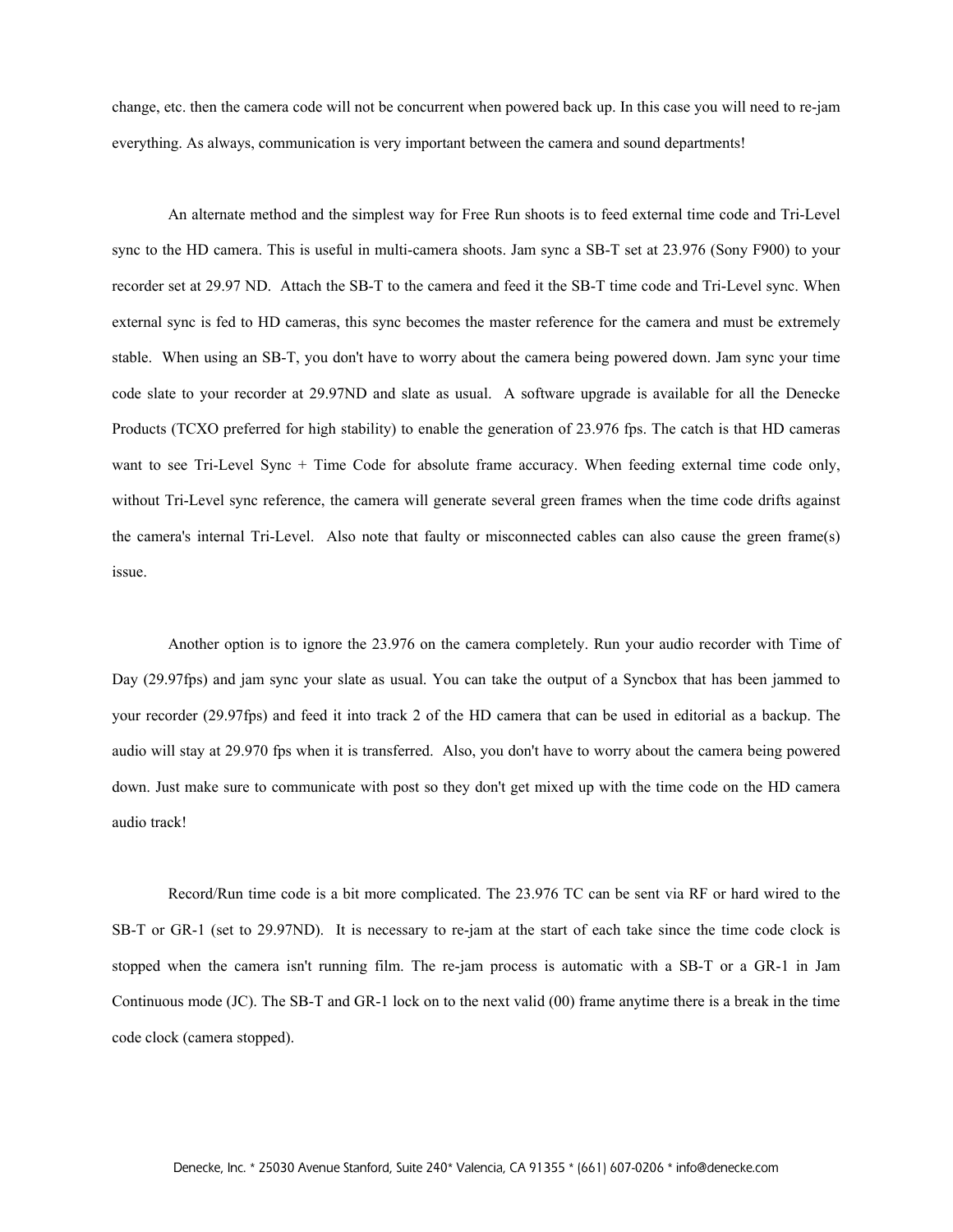change, etc. then the camera code will not be concurrent when powered back up. In this case you will need to re-jam everything. As always, communication is very important between the camera and sound departments!

An alternate method and the simplest way for Free Run shoots is to feed external time code and Tri-Level sync to the HD camera. This is useful in multi-camera shoots. Jam sync a SB-T set at 23.976 (Sony F900) to your recorder set at 29.97 ND. Attach the SB-T to the camera and feed it the SB-T time code and Tri-Level sync. When external sync is fed to HD cameras, this sync becomes the master reference for the camera and must be extremely stable. When using an SB-T, you don't have to worry about the camera being powered down. Jam sync your time code slate to your recorder at 29.97ND and slate as usual. A software upgrade is available for all the Denecke Products (TCXO preferred for high stability) to enable the generation of 23.976 fps. The catch is that HD cameras want to see Tri-Level Sync + Time Code for absolute frame accuracy. When feeding external time code only, without Tri-Level sync reference, the camera will generate several green frames when the time code drifts against the camera's internal Tri-Level. Also note that faulty or misconnected cables can also cause the green frame(s) issue.

Another option is to ignore the 23.976 on the camera completely. Run your audio recorder with Time of Day (29.97fps) and jam sync your slate as usual. You can take the output of a Syncbox that has been jammed to your recorder (29.97fps) and feed it into track 2 of the HD camera that can be used in editorial as a backup. The audio will stay at 29.970 fps when it is transferred. Also, you don't have to worry about the camera being powered down. Just make sure to communicate with post so they don't get mixed up with the time code on the HD camera audio track!

Record/Run time code is a bit more complicated. The 23.976 TC can be sent via RF or hard wired to the SB-T or GR-1 (set to 29.97ND). It is necessary to re-jam at the start of each take since the time code clock is stopped when the camera isn't running film. The re-jam process is automatic with a SB-T or a GR-1 in Jam Continuous mode (JC). The SB-T and GR-1 lock on to the next valid (00) frame anytime there is a break in the time code clock (camera stopped).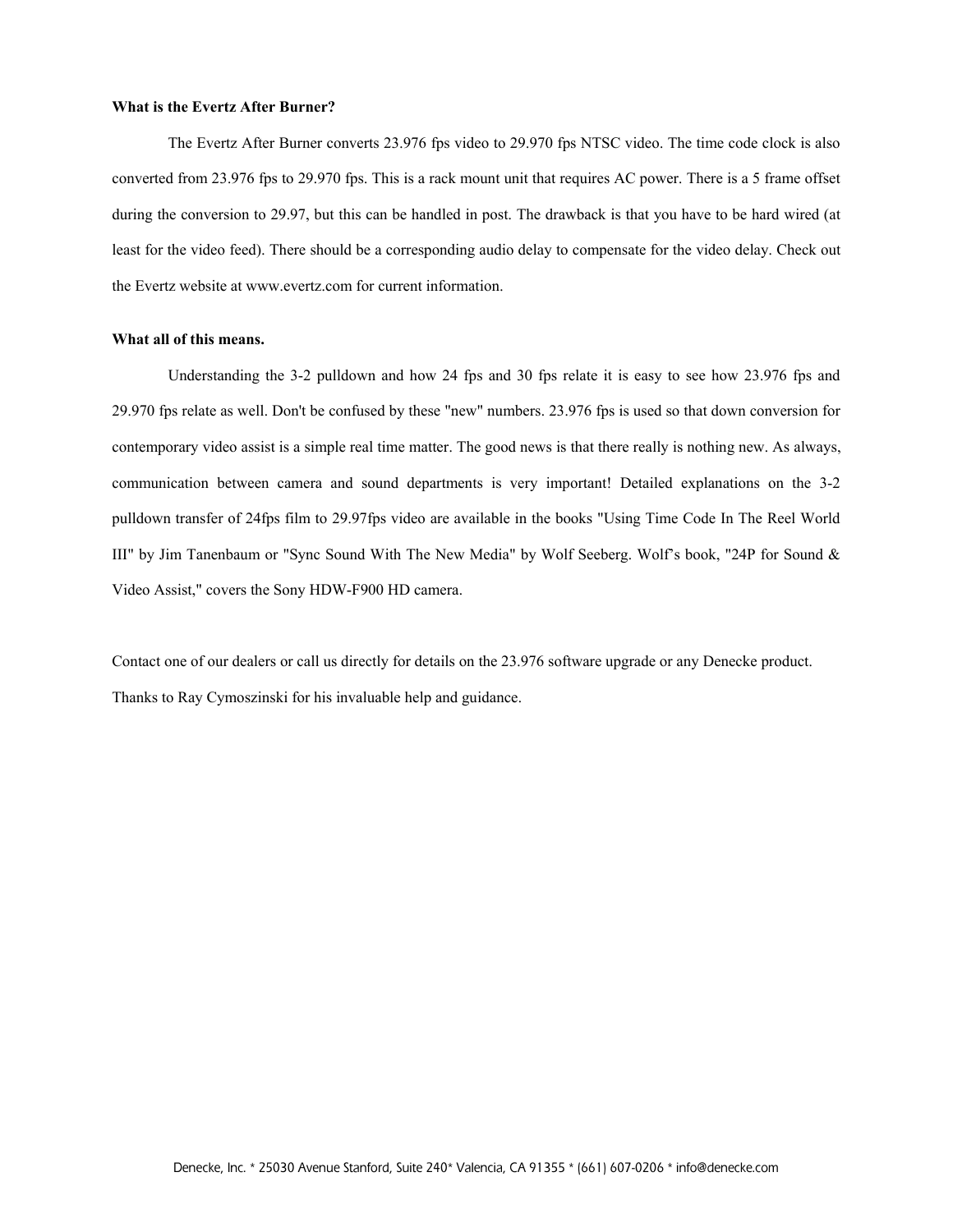**What is the Evertz After Burner?**

The Evertz After Burner converts 23.976 fps video to 29.970 fps NTSC video. The time code clock is also converted from 23.976 fps to 29.970 fps. This is a rack mount unit that requires AC power. There is a 5 frame offset during the conversion to 29.97, but this can be handled in post. The drawback is that you have to be hard wired (at least for the video feed). There should be a corresponding audio delay to compensate for the video delay. Check out the Evertz website at www.evertz.com for current information.

**What all of this means.**

Understanding the 3-2 pulldown and how 24 fps and 30 fps relate it is easy to see how 23.976 fps and 29.970 fps relate as well. Don't be confused by these "new" numbers. 23.976 fps is used so that down conversion for contemporary video assist is a simple real time matter. The good news is that there really is nothing new. As always, communication between camera and sound departments is very important! Detailed explanations on the 3-2 pulldown transfer of 24fps film to 29.97fps video are available in the books "Using Time Code In The Reel World III" by Jim Tanenbaum or "Sync Sound With The New Media" by Wolf Seeberg. Wolf's book, "24P for Sound & Video Assist," covers the Sony HDW-F900 HD camera.

Contact one of our dealers or call us directly for details on the 23.976 software upgrade or any Denecke product.

Thanks to Ray Cymoszinski for his invaluable help and guidance.

Denecke, Inc. * 25030 Avenue Stanford, Suite 240* Valencia, CA 91355 * (661) 607-0206 * info@denecke.com